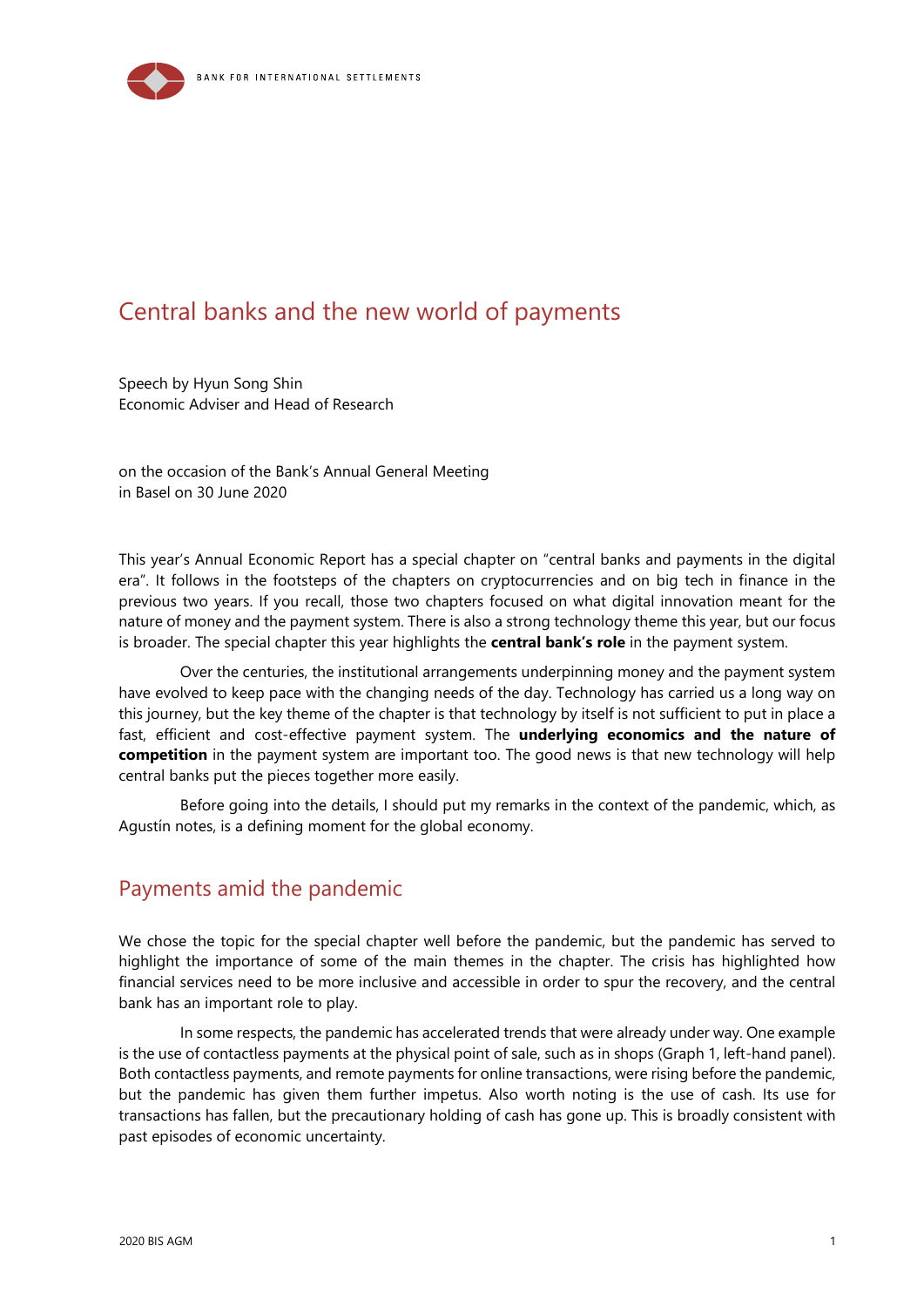# Central banks and the new world of payments

Speech by Hyun Song Shin
Economic Adviser and Head of Research

on the occasion of the Bank's Annual General Meeting
in Basel on 30 June 2020

This year's Annual Economic Report has a special chapter on "central banks and payments in the digital era". It follows in the footsteps of the chapters on cryptocurrencies and on big tech in finance in the previous two years. If you recall, those two chapters focused on what digital innovation meant for the nature of money and the payment system. There is also a strong technology theme this year, but our focus is broader. The special chapter this year highlights the **central bank's role** in the payment system.

Over the centuries, the institutional arrangements underpinning money and the payment system have evolved to keep pace with the changing needs of the day. Technology has carried us a long way on this journey, but the key theme of the chapter is that technology by itself is not sufficient to put in place a fast, efficient and cost-effective payment system. The **underlying economics and the nature of competition** in the payment system are important too. The good news is that new technology will help central banks put the pieces together more easily.

Before going into the details, I should put my remarks in the context of the pandemic, which, as Agustín notes, is a defining moment for the global economy.

## Payments amid the pandemic

We chose the topic for the special chapter well before the pandemic, but the pandemic has served to highlight the importance of some of the main themes in the chapter. The crisis has highlighted how financial services need to be more inclusive and accessible in order to spur the recovery, and the central bank has an important role to play.

In some respects, the pandemic has accelerated trends that were already under way. One example is the use of contactless payments at the physical point of sale, such as in shops (Graph 1, left-hand panel). Both contactless payments, and remote payments for online transactions, were rising before the pandemic, but the pandemic has given them further impetus. Also worth noting is the use of cash. Its use for transactions has fallen, but the precautionary holding of cash has gone up. This is broadly consistent with past episodes of economic uncertainty.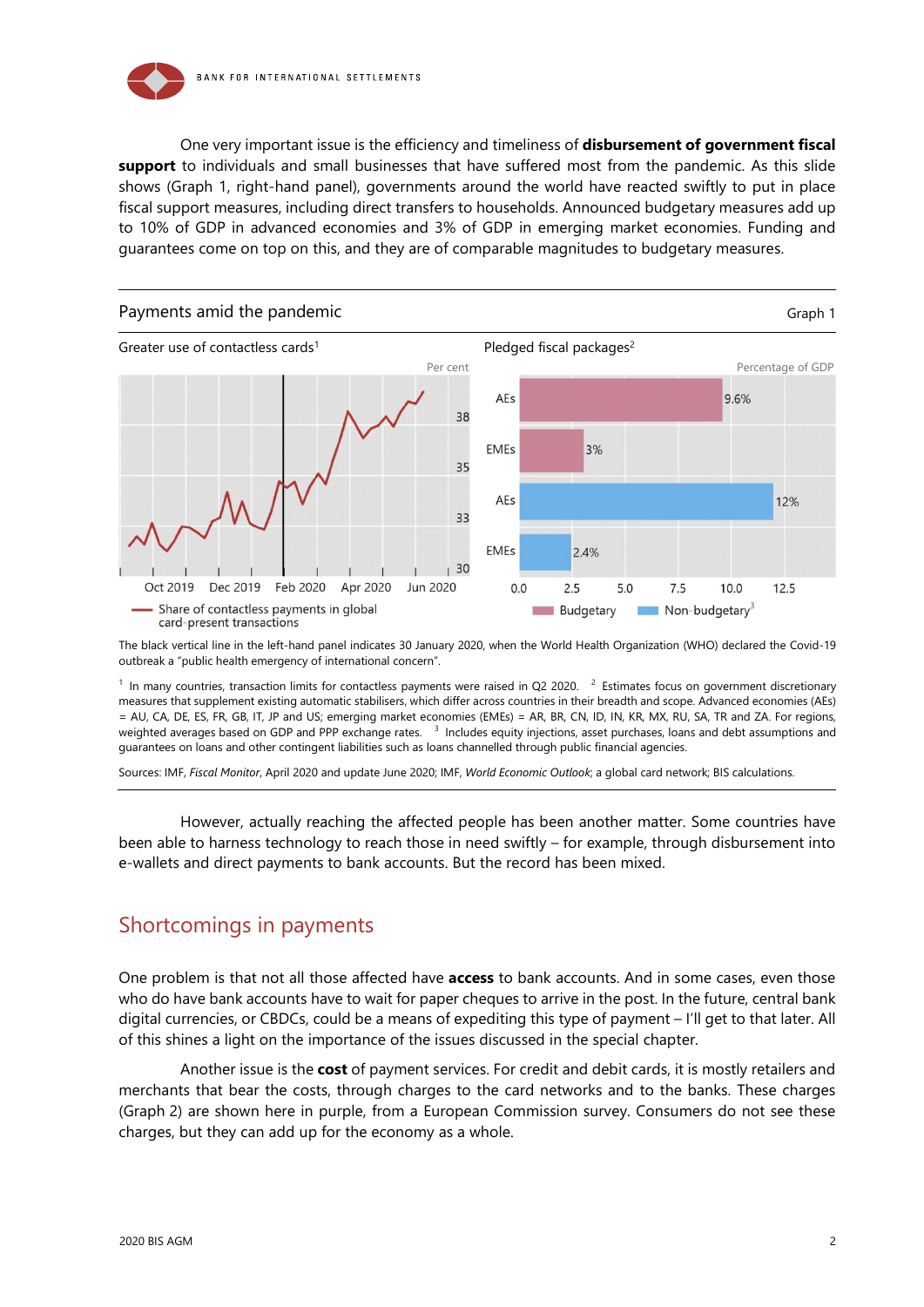One very important issue is the efficiency and timeliness of **disbursement of government fiscal support** to individuals and small businesses that have suffered most from the pandemic. As this slide shows (Graph 1, right-hand panel), governments around the world have reacted swiftly to put in place fiscal support measures, including direct transfers to households. Announced budgetary measures add up to 10% of GDP in advanced economies and 3% of GDP in emerging market economies. Funding and guarantees come on top on this, and they are of comparable magnitudes to budgetary measures.

**Payments amid the pandemic** — Graph 1

Greater use of contactless cards[1] (Per cent)

Share of contactless payments in global card-present transactions

Pledged fiscal packages[2] (Percentage of GDP)

| | Budgetary | Non-budgetary[3] |
|---|---|---|
| AEs | 9.6% | 12% |
| EMEs | 3% | 2.4% |

The black vertical line in the left-hand panel indicates 30 January 2020, when the World Health Organization (WHO) declared the Covid-19 outbreak a "public health emergency of international concern".

[1] In many countries, transaction limits for contactless payments were raised in Q2 2020. [2] Estimates focus on government discretionary measures that supplement existing automatic stabilisers, which differ across countries in their breadth and scope. Advanced economies (AEs) = AU, CA, DE, ES, FR, GB, IT, JP and US; emerging market economies (EMEs) = AR, BR, CN, ID, IN, KR, MX, RU, SA, TR and ZA. For regions, weighted averages based on GDP and PPP exchange rates. [3] Includes equity injections, asset purchases, loans and debt assumptions and guarantees on loans and other contingent liabilities such as loans channelled through public financial agencies.

Sources: IMF, *Fiscal Monitor*, April 2020 and update June 2020; IMF, *World Economic Outlook*; a global card network; BIS calculations.

However, actually reaching the affected people has been another matter. Some countries have been able to harness technology to reach those in need swiftly – for example, through disbursement into e-wallets and direct payments to bank accounts. But the record has been mixed.

## Shortcomings in payments

One problem is that not all those affected have **access** to bank accounts. And in some cases, even those who do have bank accounts have to wait for paper cheques to arrive in the post. In the future, central bank digital currencies, or CBDCs, could be a means of expediting this type of payment – I'll get to that later. All of this shines a light on the importance of the issues discussed in the special chapter.

Another issue is the **cost** of payment services. For credit and debit cards, it is mostly retailers and merchants that bear the costs, through charges to the card networks and to the banks. These charges (Graph 2) are shown here in purple, from a European Commission survey. Consumers do not see these charges, but they can add up for the economy as a whole.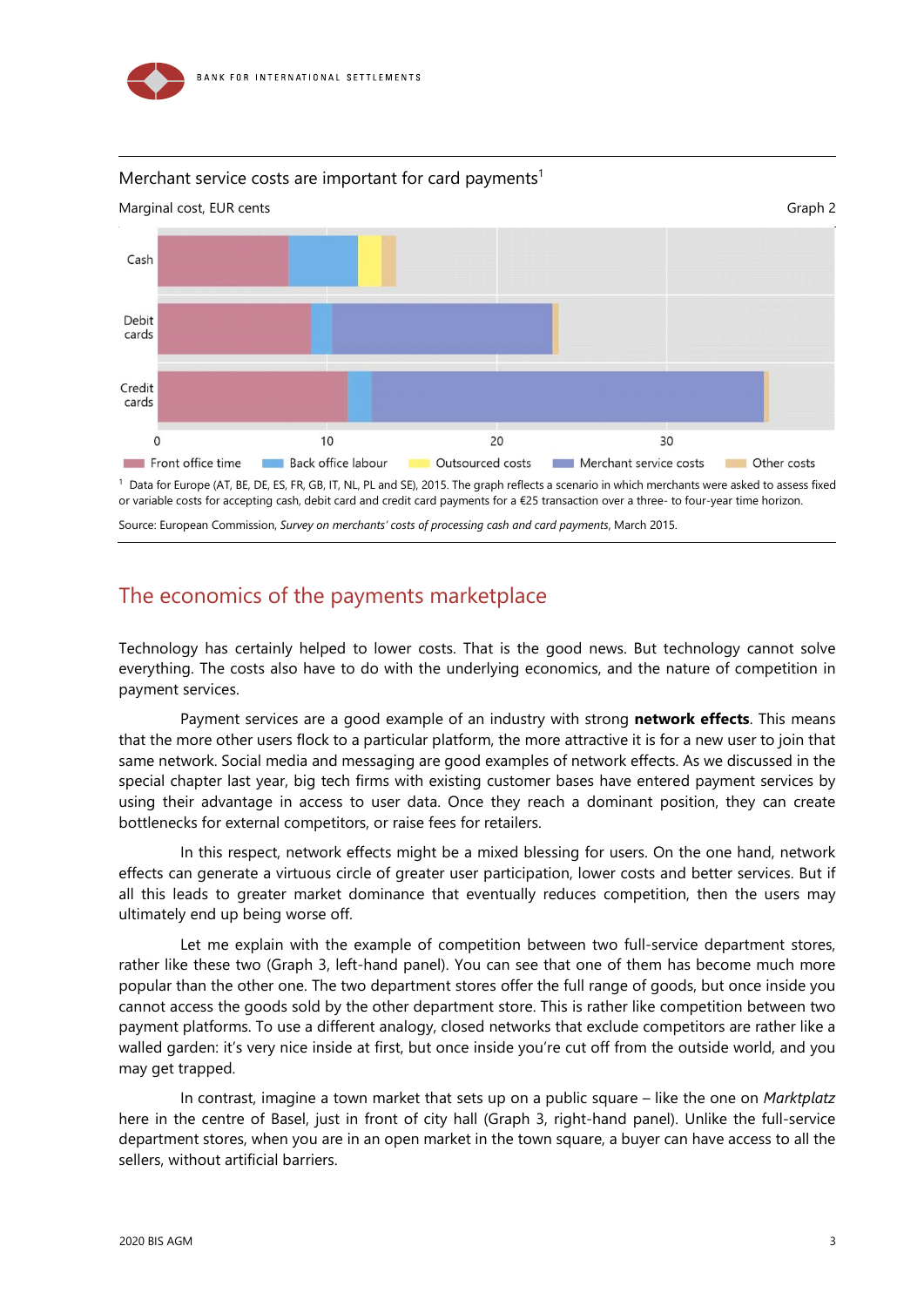Merchant service costs are important for card payments[1]

Marginal cost, EUR cents

Graph 2

| | Front office time | Back office labour | Outsourced costs | Merchant service costs | Other costs |
|---|---|---|---|---|---|
| Cash | | | | | |
| Debit cards | | | | | |
| Credit cards | | | | | |

[1] Data for Europe (AT, BE, DE, ES, FR, GB, IT, NL, PL and SE), 2015. The graph reflects a scenario in which merchants were asked to assess fixed or variable costs for accepting cash, debit card and credit card payments for a €25 transaction over a three- to four-year time horizon.

Source: European Commission, *Survey on merchants' costs of processing cash and card payments*, March 2015.

## The economics of the payments marketplace

Technology has certainly helped to lower costs. That is the good news. But technology cannot solve everything. The costs also have to do with the underlying economics, and the nature of competition in payment services.

Payment services are a good example of an industry with strong **network effects**. This means that the more other users flock to a particular platform, the more attractive it is for a new user to join that same network. Social media and messaging are good examples of network effects. As we discussed in the special chapter last year, big tech firms with existing customer bases have entered payment services by using their advantage in access to user data. Once they reach a dominant position, they can create bottlenecks for external competitors, or raise fees for retailers.

In this respect, network effects might be a mixed blessing for users. On the one hand, network effects can generate a virtuous circle of greater user participation, lower costs and better services. But if all this leads to greater market dominance that eventually reduces competition, then the users may ultimately end up being worse off.

Let me explain with the example of competition between two full-service department stores, rather like these two (Graph 3, left-hand panel). You can see that one of them has become much more popular than the other one. The two department stores offer the full range of goods, but once inside you cannot access the goods sold by the other department store. This is rather like competition between two payment platforms. To use a different analogy, closed networks that exclude competitors are rather like a walled garden: it's very nice inside at first, but once inside you're cut off from the outside world, and you may get trapped.

In contrast, imagine a town market that sets up on a public square – like the one on *Marktplatz* here in the centre of Basel, just in front of city hall (Graph 3, right-hand panel). Unlike the full-service department stores, when you are in an open market in the town square, a buyer can have access to all the sellers, without artificial barriers.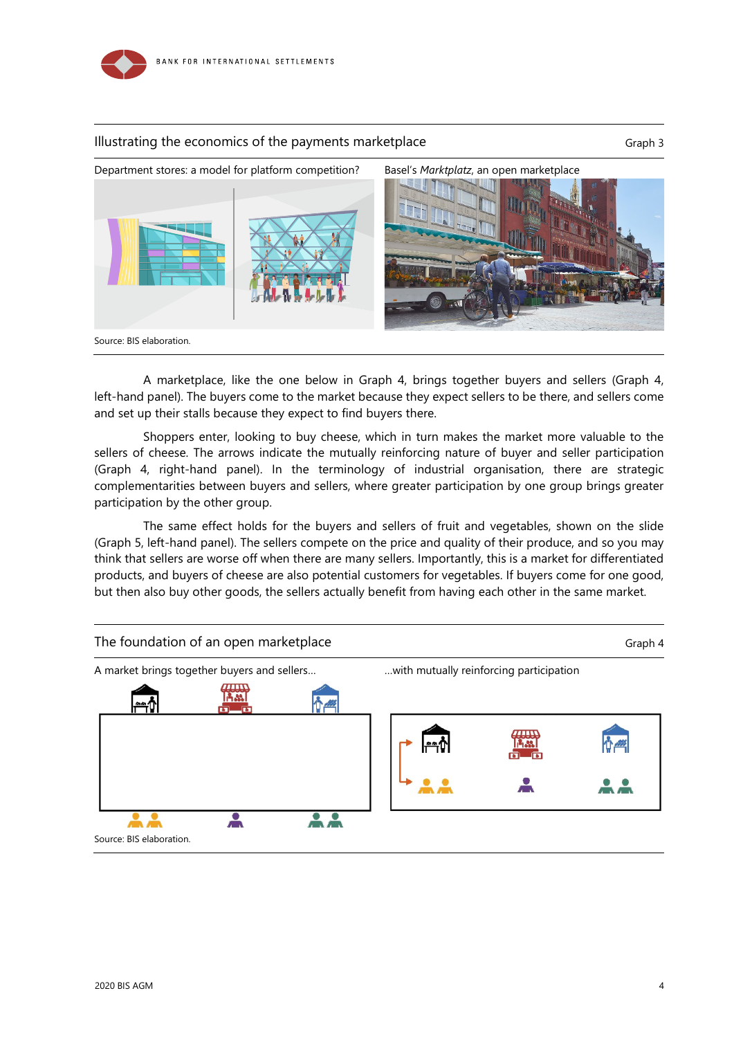Illustrating the economics of the payments marketplace

Graph 3

Department stores: a model for platform competition?

Basel's *Marktplatz*, an open marketplace

Source: BIS elaboration.

A marketplace, like the one below in Graph 4, brings together buyers and sellers (Graph 4, left-hand panel). The buyers come to the market because they expect sellers to be there, and sellers come and set up their stalls because they expect to find buyers there.

Shoppers enter, looking to buy cheese, which in turn makes the market more valuable to the sellers of cheese. The arrows indicate the mutually reinforcing nature of buyer and seller participation (Graph 4, right-hand panel). In the terminology of industrial organisation, there are strategic complementarities between buyers and sellers, where greater participation by one group brings greater participation by the other group.

The same effect holds for the buyers and sellers of fruit and vegetables, shown on the slide (Graph 5, left-hand panel). The sellers compete on the price and quality of their produce, and so you may think that sellers are worse off when there are many sellers. Importantly, this is a market for differentiated products, and buyers of cheese are also potential customers for vegetables. If buyers come for one good, but then also buy other goods, the sellers actually benefit from having each other in the same market.

The foundation of an open marketplace

Graph 4

A market brings together buyers and sellers…

…with mutually reinforcing participation

Source: BIS elaboration.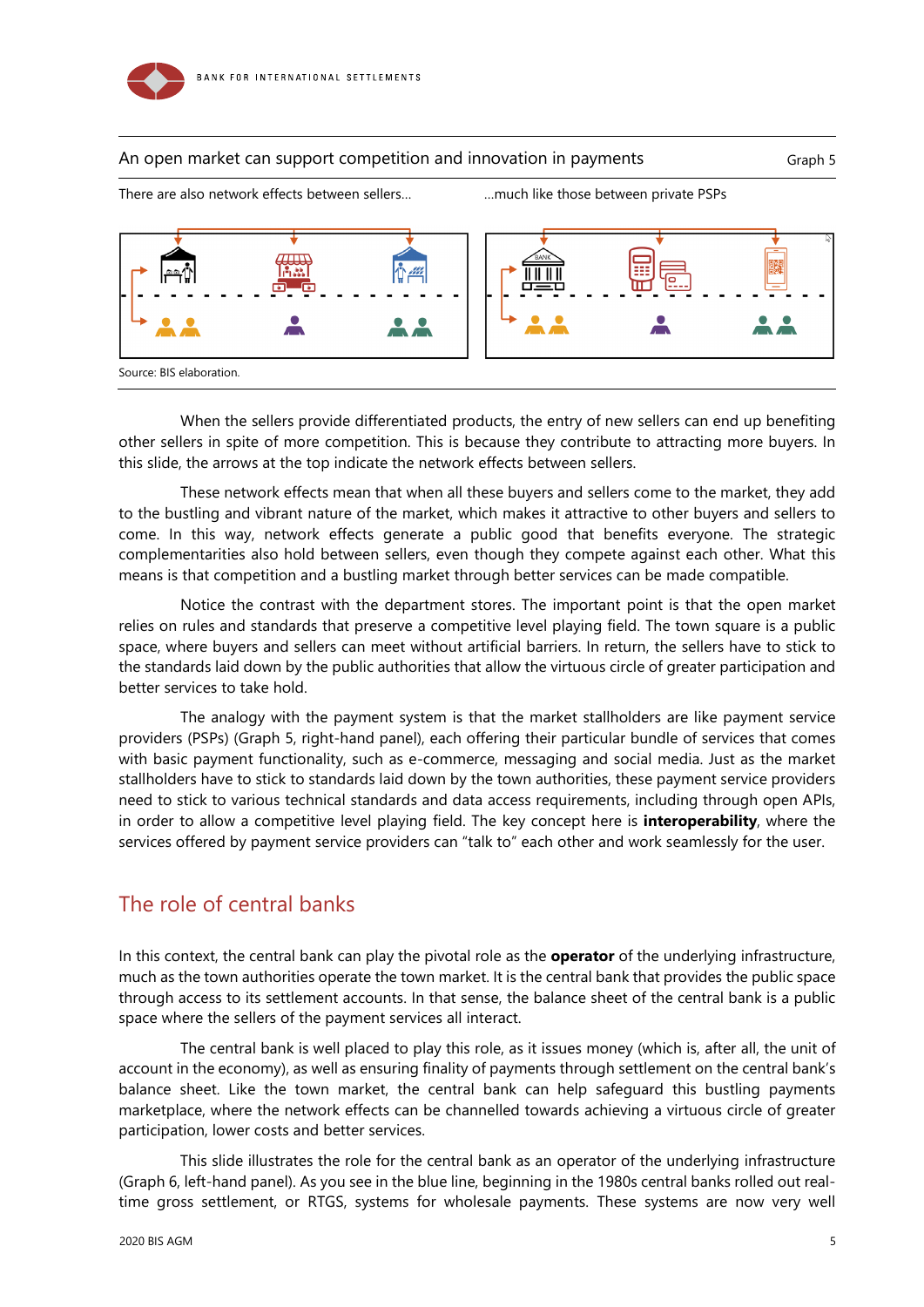An open market can support competition and innovation in payments — Graph 5

There are also network effects between sellers... ...much like those between private PSPs

Source: BIS elaboration.

When the sellers provide differentiated products, the entry of new sellers can end up benefiting other sellers in spite of more competition. This is because they contribute to attracting more buyers. In this slide, the arrows at the top indicate the network effects between sellers.

These network effects mean that when all these buyers and sellers come to the market, they add to the bustling and vibrant nature of the market, which makes it attractive to other buyers and sellers to come. In this way, network effects generate a public good that benefits everyone. The strategic complementarities also hold between sellers, even though they compete against each other. What this means is that competition and a bustling market through better services can be made compatible.

Notice the contrast with the department stores. The important point is that the open market relies on rules and standards that preserve a competitive level playing field. The town square is a public space, where buyers and sellers can meet without artificial barriers. In return, the sellers have to stick to the standards laid down by the public authorities that allow the virtuous circle of greater participation and better services to take hold.

The analogy with the payment system is that the market stallholders are like payment service providers (PSPs) (Graph 5, right-hand panel), each offering their particular bundle of services that comes with basic payment functionality, such as e-commerce, messaging and social media. Just as the market stallholders have to stick to standards laid down by the town authorities, these payment service providers need to stick to various technical standards and data access requirements, including through open APIs, in order to allow a competitive level playing field. The key concept here is **interoperability**, where the services offered by payment service providers can "talk to" each other and work seamlessly for the user.

## The role of central banks

In this context, the central bank can play the pivotal role as the **operator** of the underlying infrastructure, much as the town authorities operate the town market. It is the central bank that provides the public space through access to its settlement accounts. In that sense, the balance sheet of the central bank is a public space where the sellers of the payment services all interact.

The central bank is well placed to play this role, as it issues money (which is, after all, the unit of account in the economy), as well as ensuring finality of payments through settlement on the central bank's balance sheet. Like the town market, the central bank can help safeguard this bustling payments marketplace, where the network effects can be channelled towards achieving a virtuous circle of greater participation, lower costs and better services.

This slide illustrates the role for the central bank as an operator of the underlying infrastructure (Graph 6, left-hand panel). As you see in the blue line, beginning in the 1980s central banks rolled out real-time gross settlement, or RTGS, systems for wholesale payments. These systems are now very well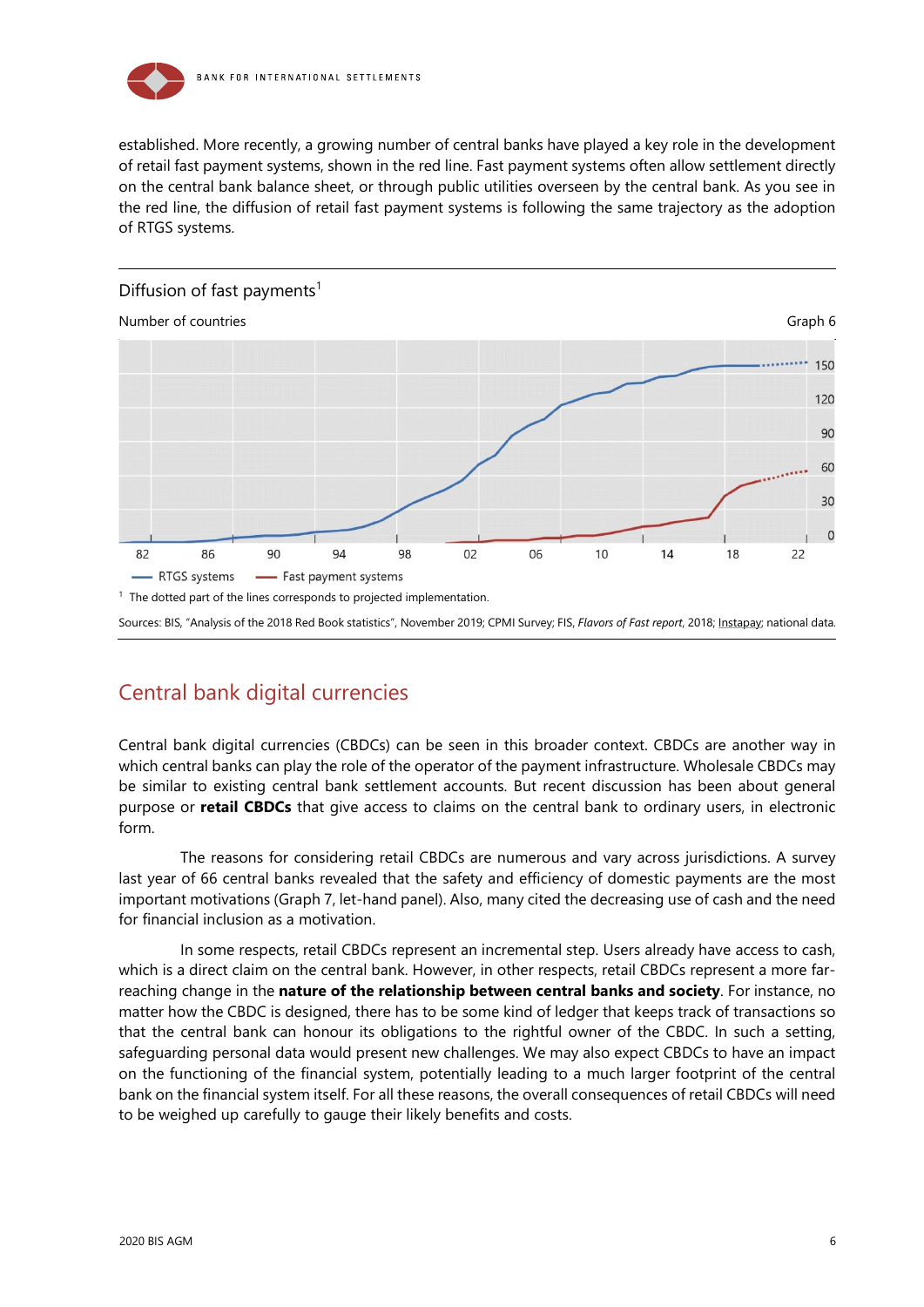established. More recently, a growing number of central banks have played a key role in the development of retail fast payment systems, shown in the red line. Fast payment systems often allow settlement directly on the central bank balance sheet, or through public utilities overseen by the central bank. As you see in the red line, the diffusion of retail fast payment systems is following the same trajectory as the adoption of RTGS systems.

Diffusion of fast payments[1]

Number of countries

Graph 6

[1] The dotted part of the lines corresponds to projected implementation.

Sources: BIS, "Analysis of the 2018 Red Book statistics", November 2019; CPMI Survey; FIS, *Flavors of Fast report*, 2018; Instapay; national data.

## Central bank digital currencies

Central bank digital currencies (CBDCs) can be seen in this broader context. CBDCs are another way in which central banks can play the role of the operator of the payment infrastructure. Wholesale CBDCs may be similar to existing central bank settlement accounts. But recent discussion has been about general purpose or **retail CBDCs** that give access to claims on the central bank to ordinary users, in electronic form.

The reasons for considering retail CBDCs are numerous and vary across jurisdictions. A survey last year of 66 central banks revealed that the safety and efficiency of domestic payments are the most important motivations (Graph 7, let-hand panel). Also, many cited the decreasing use of cash and the need for financial inclusion as a motivation.

In some respects, retail CBDCs represent an incremental step. Users already have access to cash, which is a direct claim on the central bank. However, in other respects, retail CBDCs represent a more far-reaching change in the **nature of the relationship between central banks and society**. For instance, no matter how the CBDC is designed, there has to be some kind of ledger that keeps track of transactions so that the central bank can honour its obligations to the rightful owner of the CBDC. In such a setting, safeguarding personal data would present new challenges. We may also expect CBDCs to have an impact on the functioning of the financial system, potentially leading to a much larger footprint of the central bank on the financial system itself. For all these reasons, the overall consequences of retail CBDCs will need to be weighed up carefully to gauge their likely benefits and costs.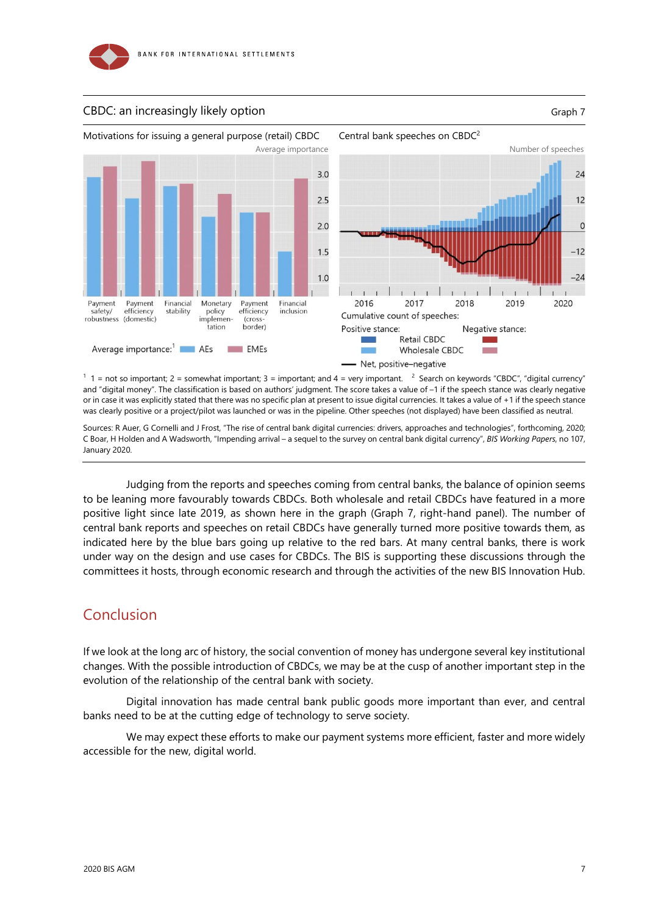CBDC: an increasingly likely option

Graph 7

Motivations for issuing a general purpose (retail) CBDC

Average importance

3.0
2.5
2.0
1.5
1.0

Payment safety/ robustness
Payment efficiency (domestic)
Financial stability
Monetary policy implementation
Payment efficiency (cross-border)
Financial inclusion

Average importance:[1] AEs EMEs

Central bank speeches on CBDC[2]

Number of speeches

24
12
0
–12
–24

2016 2017 2018 2019 2020

Cumulative count of speeches:

Positive stance: Negative stance:

Retail CBDC

Wholesale CBDC

Net, positive–negative

[1] 1 = not so important; 2 = somewhat important; 3 = important; and 4 = very important. [2] Search on keywords "CBDC", "digital currency" and "digital money". The classification is based on authors' judgment. The score takes a value of –1 if the speech stance was clearly negative or in case it was explicitly stated that there was no specific plan at present to issue digital currencies. It takes a value of +1 if the speech stance was clearly positive or a project/pilot was launched or was in the pipeline. Other speeches (not displayed) have been classified as neutral.

Sources: R Auer, G Cornelli and J Frost, "The rise of central bank digital currencies: drivers, approaches and technologies", forthcoming, 2020; C Boar, H Holden and A Wadsworth, "Impending arrival – a sequel to the survey on central bank digital currency", *BIS Working Papers*, no 107, January 2020.

Judging from the reports and speeches coming from central banks, the balance of opinion seems to be leaning more favourably towards CBDCs. Both wholesale and retail CBDCs have featured in a more positive light since late 2019, as shown here in the graph (Graph 7, right-hand panel). The number of central bank reports and speeches on retail CBDCs have generally turned more positive towards them, as indicated here by the blue bars going up relative to the red bars. At many central banks, there is work under way on the design and use cases for CBDCs. The BIS is supporting these discussions through the committees it hosts, through economic research and through the activities of the new BIS Innovation Hub.

## Conclusion

If we look at the long arc of history, the social convention of money has undergone several key institutional changes. With the possible introduction of CBDCs, we may be at the cusp of another important step in the evolution of the relationship of the central bank with society.

Digital innovation has made central bank public goods more important than ever, and central banks need to be at the cutting edge of technology to serve society.

We may expect these efforts to make our payment systems more efficient, faster and more widely accessible for the new, digital world.